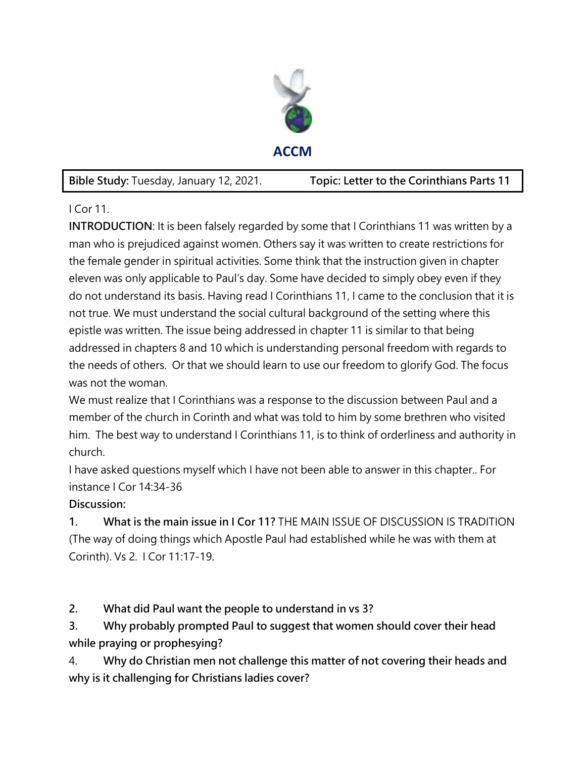# ACCM

**Bible Study:** Tuesday, January 12, 2021. **Topic: Letter to the Corinthians Parts 11**

I Cor 11.

**INTRODUCTION**: It is been falsely regarded by some that I Corinthians 11 was written by a man who is prejudiced against women. Others say it was written to create restrictions for the female gender in spiritual activities. Some think that the instruction given in chapter eleven was only applicable to Paul's day. Some have decided to simply obey even if they do not understand its basis. Having read I Corinthians 11, I came to the conclusion that it is not true. We must understand the social cultural background of the setting where this epistle was written. The issue being addressed in chapter 11 is similar to that being addressed in chapters 8 and 10 which is understanding personal freedom with regards to the needs of others. Or that we should learn to use our freedom to glorify God. The focus was not the woman.

We must realize that I Corinthians was a response to the discussion between Paul and a member of the church in Corinth and what was told to him by some brethren who visited him. The best way to understand I Corinthians 11, is to think of orderliness and authority in church.

I have asked questions myself which I have not been able to answer in this chapter.. For instance I Cor 14:34-36

**Discussion:**

1. **What is the main issue in I Cor 11?** THE MAIN ISSUE OF DISCUSSION IS TRADITION (The way of doing things which Apostle Paul had established while he was with them at Corinth). Vs 2. I Cor 11:17-19.

2. **What did Paul want the people to understand in vs 3?**
3. **Why probably prompted Paul to suggest that women should cover their head while praying or prophesying?**
4. **Why do Christian men not challenge this matter of not covering their heads and why is it challenging for Christians ladies cover?**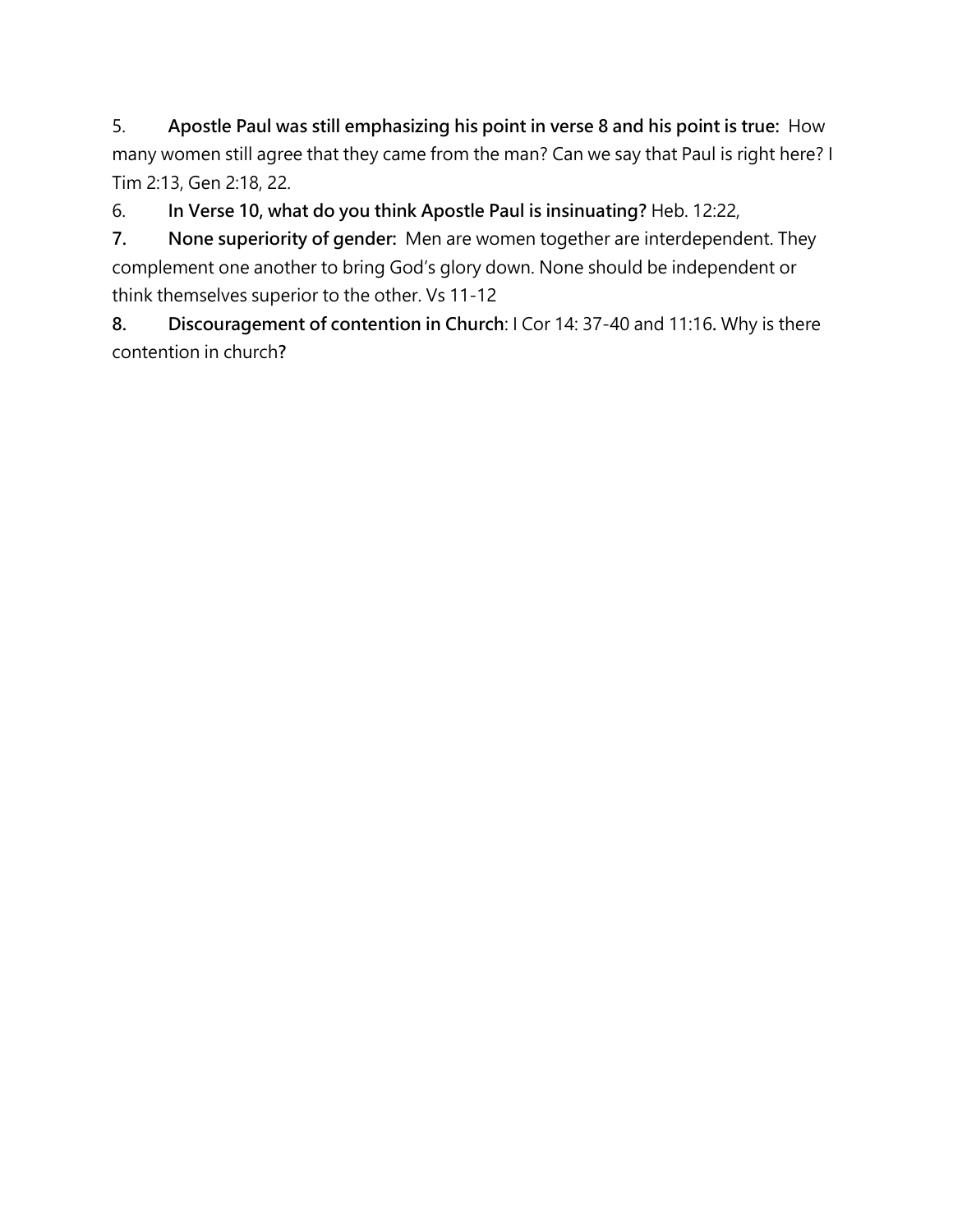5. **Apostle Paul was still emphasizing his point in verse 8 and his point is true:** How many women still agree that they came from the man? Can we say that Paul is right here? I Tim 2:13, Gen 2:18, 22.

6. **In Verse 10, what do you think Apostle Paul is insinuating?** Heb. 12:22,

7. **None superiority of gender:** Men are women together are interdependent. They complement one another to bring God's glory down. None should be independent or think themselves superior to the other. Vs 11-12

8. **Discouragement of contention in Church**: I Cor 14: 37-40 and 11:16**.** Why is there contention in church**?**